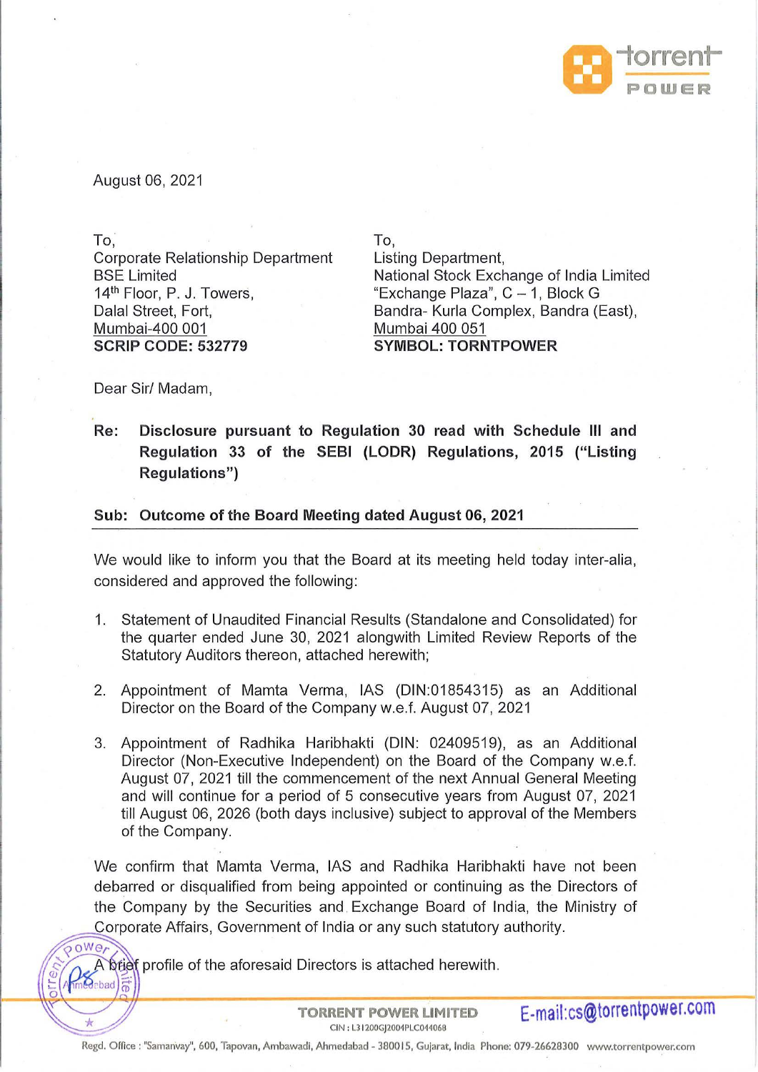August 06, 2021

To,
Corporate Relationship Department
BSE Limited
14th Floor, P. J. Towers,
Dalal Street, Fort,
Mumbai-400 001
**SCRIP CODE: 532779**

To,
Listing Department,
National Stock Exchange of India Limited
"Exchange Plaza", C – 1, Block G
Bandra- Kurla Complex, Bandra (East),
Mumbai 400 051
**SYMBOL: TORNTPOWER**

Dear Sir/ Madam,

**Re: Disclosure pursuant to Regulation 30 read with Schedule III and Regulation 33 of the SEBI (LODR) Regulations, 2015 ("Listing Regulations")**

**Sub: Outcome of the Board Meeting dated August 06, 2021**

We would like to inform you that the Board at its meeting held today inter-alia, considered and approved the following:

1. Statement of Unaudited Financial Results (Standalone and Consolidated) for the quarter ended June 30, 2021 alongwith Limited Review Reports of the Statutory Auditors thereon, attached herewith;

2. Appointment of Mamta Verma, IAS (DIN:01854315) as an Additional Director on the Board of the Company w.e.f. August 07, 2021

3. Appointment of Radhika Haribhakti (DIN: 02409519), as an Additional Director (Non-Executive Independent) on the Board of the Company w.e.f. August 07, 2021 till the commencement of the next Annual General Meeting and will continue for a period of 5 consecutive years from August 07, 2021 till August 06, 2026 (both days inclusive) subject to approval of the Members of the Company.

We confirm that Mamta Verma, IAS and Radhika Haribhakti have not been debarred or disqualified from being appointed or continuing as the Directors of the Company by the Securities and Exchange Board of India, the Ministry of Corporate Affairs, Government of India or any such statutory authority.

A brief profile of the aforesaid Directors is attached herewith.

TORRENT POWER LIMITED
CIN : L31200GJ2004PLC044068
E-mail:cs@torrentpower.com

Regd. Office : "Samanvay", 600, Tapovan, Ambawadi, Ahmedabad - 380015, Gujarat, India Phone: 079-26628300 www.torrentpower.com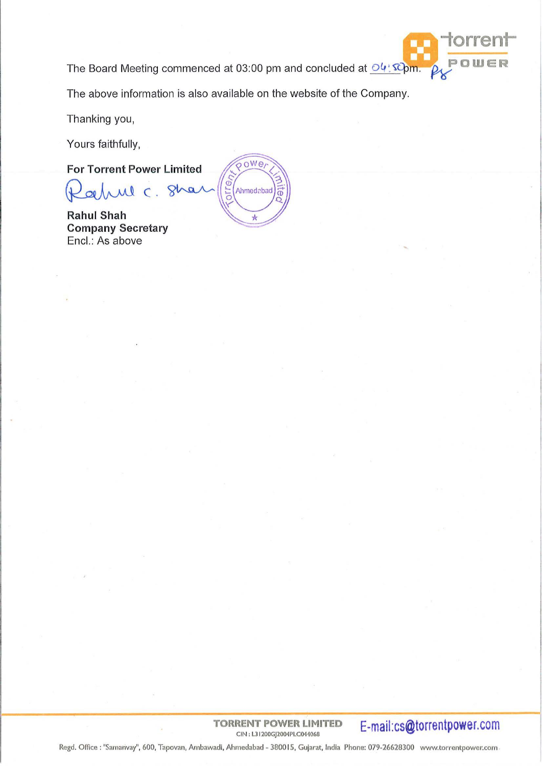The Board Meeting commenced at 03:00 pm and concluded at 04:50 pm.

The above information is also available on the website of the Company.

Thanking you,

Yours faithfully,

**For Torrent Power Limited**

**Rahul Shah**
**Company Secretary**
Encl.: As above

**TORRENT POWER LIMITED**
CIN : L31200GJ2004PLC044068
E-mail:cs@torrentpower.com

Regd. Office : "Samanvay", 600, Tapovan, Ambawadi, Ahmedabad - 380015, Gujarat, India Phone: 079-26628300 www.torrentpower.com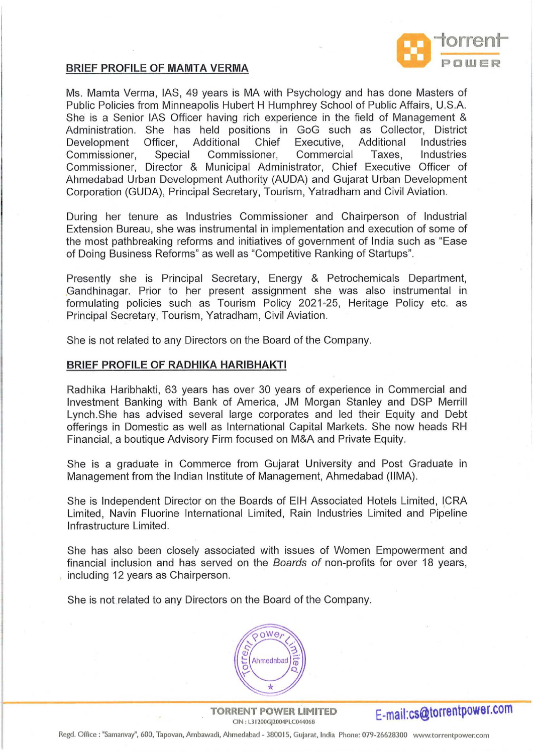## BRIEF PROFILE OF MAMTA VERMA

Ms. Mamta Verma, IAS, 49 years is MA with Psychology and has done Masters of Public Policies from Minneapolis Hubert H Humphrey School of Public Affairs, U.S.A. She is a Senior IAS Officer having rich experience in the field of Management & Administration. She has held positions in GoG such as Collector, District Development Officer, Additional Chief Executive, Additional Industries Commissioner, Special Commissioner, Commercial Taxes, Industries Commissioner, Director & Municipal Administrator, Chief Executive Officer of Ahmedabad Urban Development Authority (AUDA) and Gujarat Urban Development Corporation (GUDA), Principal Secretary, Tourism, Yatradham and Civil Aviation.

During her tenure as Industries Commissioner and Chairperson of Industrial Extension Bureau, she was instrumental in implementation and execution of some of the most pathbreaking reforms and initiatives of government of India such as "Ease of Doing Business Reforms" as well as "Competitive Ranking of Startups".

Presently she is Principal Secretary, Energy & Petrochemicals Department, Gandhinagar. Prior to her present assignment she was also instrumental in formulating policies such as Tourism Policy 2021-25, Heritage Policy etc. as Principal Secretary, Tourism, Yatradham, Civil Aviation.

She is not related to any Directors on the Board of the Company.

## BRIEF PROFILE OF RADHIKA HARIBHAKTI

Radhika Haribhakti, 63 years has over 30 years of experience in Commercial and Investment Banking with Bank of America, JM Morgan Stanley and DSP Merrill Lynch.She has advised several large corporates and led their Equity and Debt offerings in Domestic as well as International Capital Markets. She now heads RH Financial, a boutique Advisory Firm focused on M&A and Private Equity.

She is a graduate in Commerce from Gujarat University and Post Graduate in Management from the Indian Institute of Management, Ahmedabad (IIMA).

She is Independent Director on the Boards of EIH Associated Hotels Limited, ICRA Limited, Navin Fluorine International Limited, Rain Industries Limited and Pipeline Infrastructure Limited.

She has also been closely associated with issues of Women Empowerment and financial inclusion and has served on the *Boards of* non-profits for over 18 years, including 12 years as Chairperson.

She is not related to any Directors on the Board of the Company.